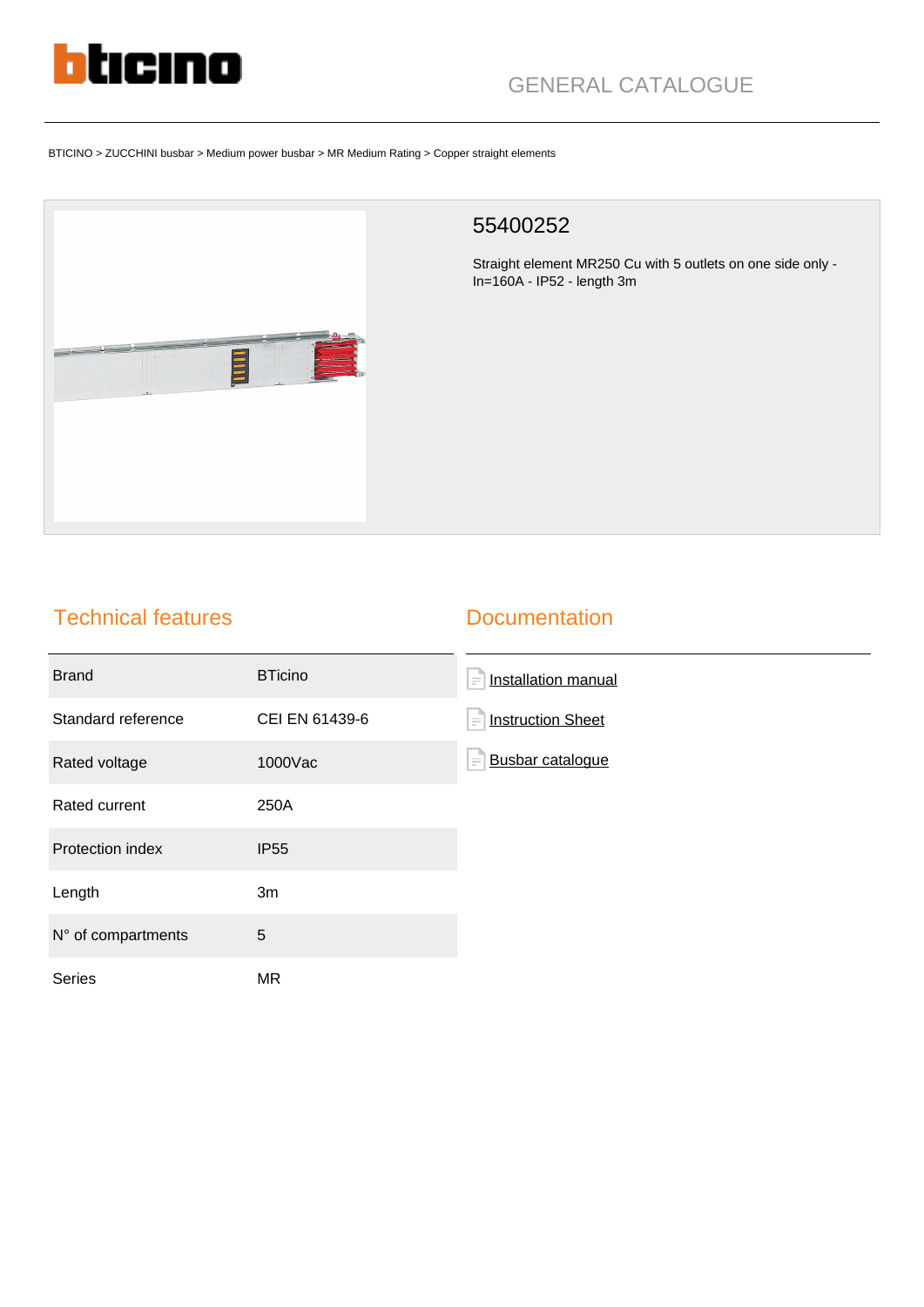GENERAL CATALOGUE

BTICINO > ZUCCHINI busbar > Medium power busbar > MR Medium Rating > Copper straight elements

# 55400252

Straight element MR250 Cu with 5 outlets on one side only - In=160A - IP52 - length 3m

## Technical features

| | |
|---|---|
| Brand | BTicino |
| Standard reference | CEI EN 61439-6 |
| Rated voltage | 1000Vac |
| Rated current | 250A |
| Protection index | IP55 |
| Length | 3m |
| N° of compartments | 5 |
| Series | MR |

## Documentation

- Installation manual
- Instruction Sheet
- Busbar catalogue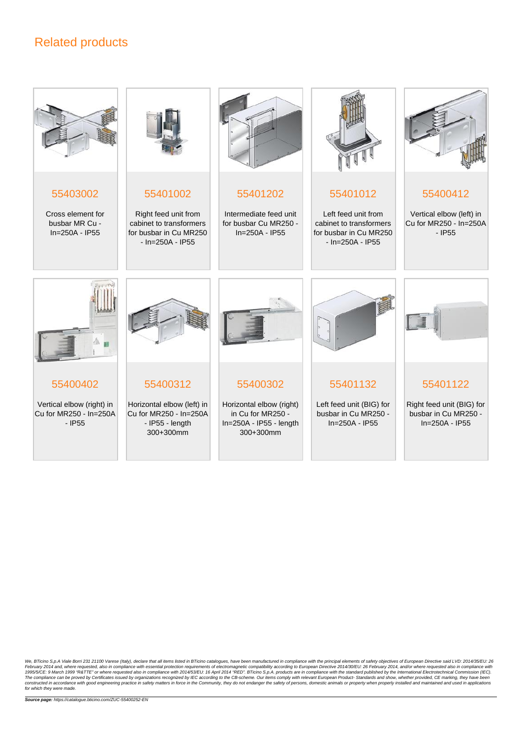## Related products

| | | | | |
|---|---|---|---|---|
| 55403002<br>Cross element for busbar MR Cu - In=250A - IP55 | 55401002<br>Right feed unit from cabinet to transformers for busbar in Cu MR250 - In=250A - IP55 | 55401202<br>Intermediate feed unit for busbar Cu MR250 - In=250A - IP55 | 55401012<br>Left feed unit from cabinet to transformers for busbar in Cu MR250 - In=250A - IP55 | 55400412<br>Vertical elbow (left) in Cu for MR250 - In=250A - IP55 |
| 55400402<br>Vertical elbow (right) in Cu for MR250 - In=250A - IP55 | 55400312<br>Horizontal elbow (left) in Cu for MR250 - In=250A - IP55 - length 300+300mm | 55400302<br>Horizontal elbow (right) in Cu for MR250 - In=250A - IP55 - length 300+300mm | 55401132<br>Left feed unit (BIG) for busbar in Cu MR250 - In=250A - IP55 | 55401122<br>Right feed unit (BIG) for busbar in Cu MR250 - In=250A - IP55 |

*We, BTicino S.p.A Viale Borri 231 21100 Varese (Italy), declare that all items listed in BTicino catalogues, have been manufactured in compliance with the principal elements of safety objectives of European Directive said LVD: 2014/35/EU: 26 February 2014 and, where requested, also in compliance with essential protection requirements of electromagnetic compatibility according to European Directive 2014/30/EU: 26 February 2014, and/or where requested also in compliance with 1995/5/CE: 9 March 1999 "R&TTE" or where requested also in compliance with 2014/53/EU: 16 April 2014 "RED". BTicino S.p.A. products are in compliance with the standard published by the International Electrotechnical Commission (IEC). The compliance can be proved by Certificates issued by organizations recognized by IEC according to the CB-scheme. Our items comply with relevant European Product- Standards and show, whether provided, CE marking, they have been constructed in accordance with good engineering practice in safety matters in force in the Community, they do not endanger the safety of persons, domestic animals or property when properly installed and maintained and used in applications for which they were made.*

**Source page:** *https://catalogue.bticino.com/ZUC-55400252-EN*